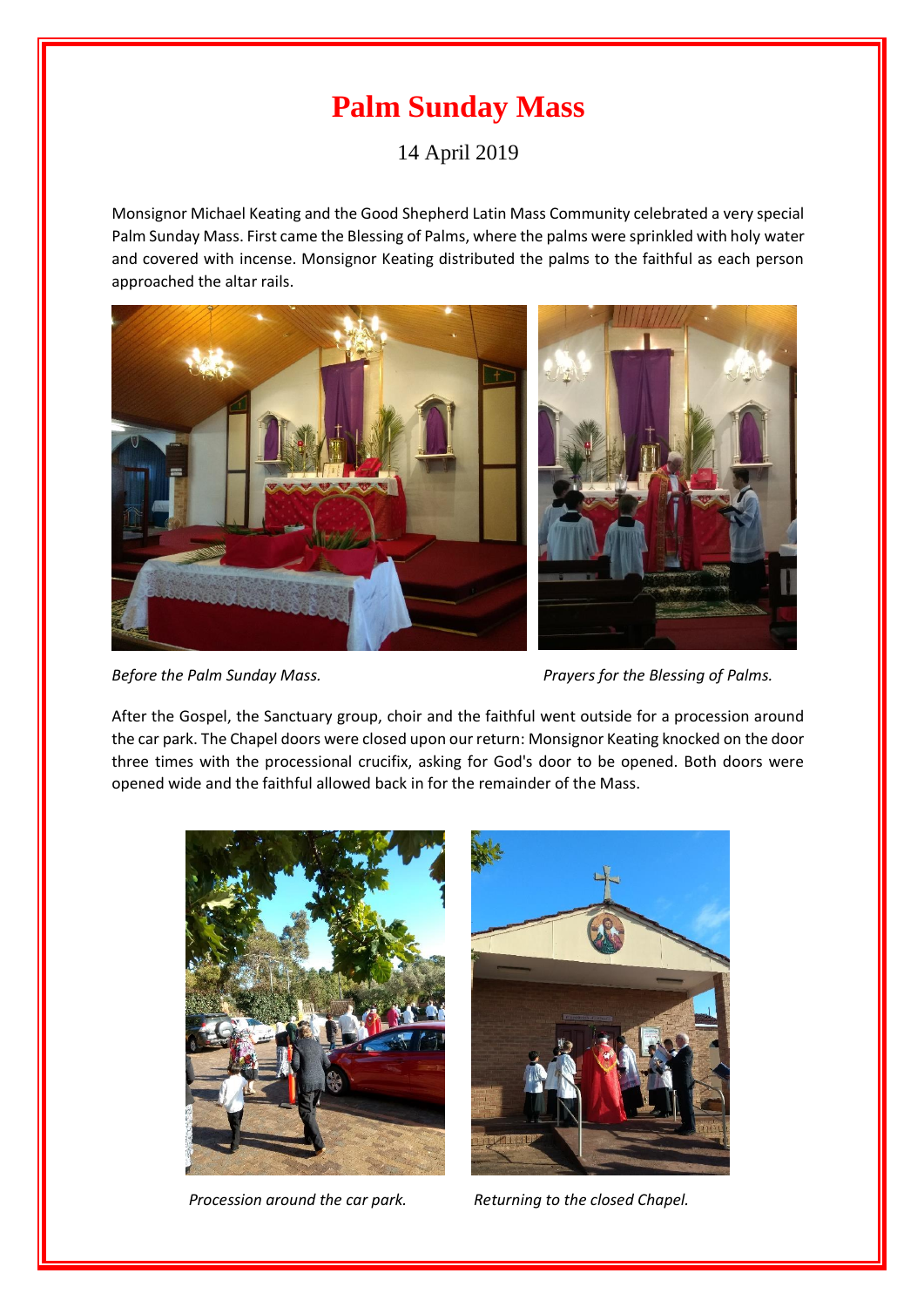# Palm Sunday Mass

14 April 2019

Monsignor Michael Keating and the Good Shepherd Latin Mass Community celebrated a very special Palm Sunday Mass. First came the Blessing of Palms, where the palms were sprinkled with holy water and covered with incense. Monsignor Keating distributed the palms to the faithful as each person approached the altar rails.

*Before the Palm Sunday Mass.*

*Prayers for the Blessing of Palms.*

After the Gospel, the Sanctuary group, choir and the faithful went outside for a procession around the car park. The Chapel doors were closed upon our return: Monsignor Keating knocked on the door three times with the processional crucifix, asking for God's door to be opened. Both doors were opened wide and the faithful allowed back in for the remainder of the Mass.

*Procession around the car park.*

*Returning to the closed Chapel.*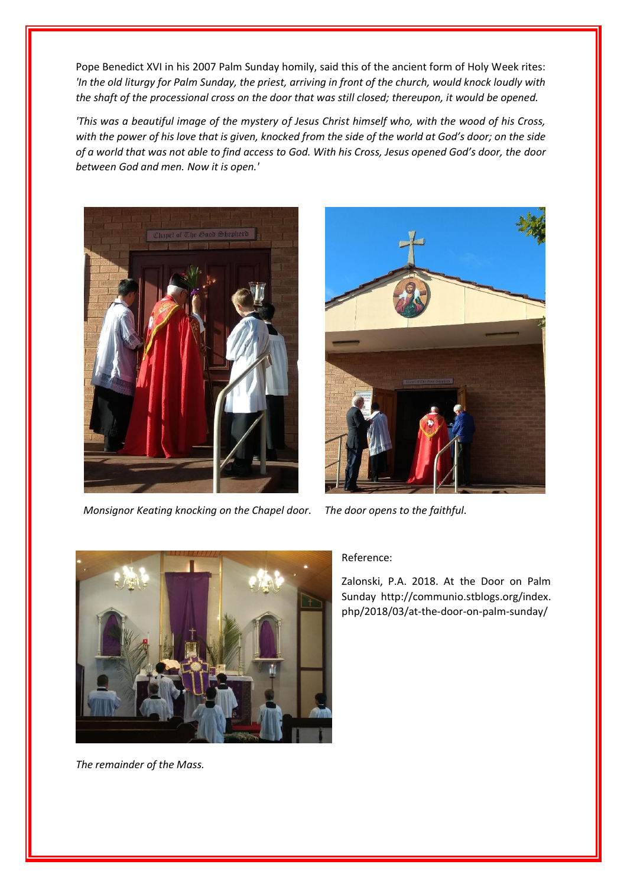Pope Benedict XVI in his 2007 Palm Sunday homily, said this of the ancient form of Holy Week rites: *'In the old liturgy for Palm Sunday, the priest, arriving in front of the church, would knock loudly with the shaft of the processional cross on the door that was still closed; thereupon, it would be opened.*

*'This was a beautiful image of the mystery of Jesus Christ himself who, with the wood of his Cross, with the power of his love that is given, knocked from the side of the world at God's door; on the side of a world that was not able to find access to God. With his Cross, Jesus opened God's door, the door between God and men. Now it is open.'*

*Monsignor Keating knocking on the Chapel door.*

*The door opens to the faithful.*

*The remainder of the Mass.*

Reference:

Zalonski, P.A. 2018. At the Door on Palm Sunday http://communio.stblogs.org/index.php/2018/03/at-the-door-on-palm-sunday/